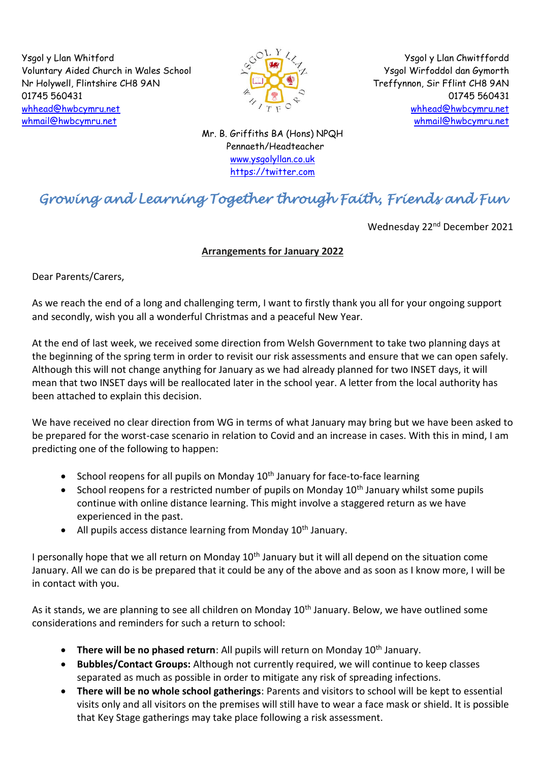Ysgol y Llan Whitford
Voluntary Aided Church in Wales School
Nr Holywell, Flintshire CH8 9AN
01745 560431
whhead@hwbcymru.net
whmail@hwbcymru.net

Ysgol y Llan Chwitffordd
Ysgol Wirfoddol dan Gymorth
Treffynnon, Sir Fflint CH8 9AN
01745 560431
whhead@hwbcymru.net
whmail@hwbcymru.net

Mr. B. Griffiths BA (Hons) NPQH
Pennaeth/Headteacher
www.ysgolyllan.co.uk
https://twitter.com

*Growing and Learning Together through Faith, Friends and Fun*

Wednesday 22nd December 2021

**Arrangements for January 2022**

Dear Parents/Carers,

As we reach the end of a long and challenging term, I want to firstly thank you all for your ongoing support and secondly, wish you all a wonderful Christmas and a peaceful New Year.

At the end of last week, we received some direction from Welsh Government to take two planning days at the beginning of the spring term in order to revisit our risk assessments and ensure that we can open safely. Although this will not change anything for January as we had already planned for two INSET days, it will mean that two INSET days will be reallocated later in the school year. A letter from the local authority has been attached to explain this decision.

We have received no clear direction from WG in terms of what January may bring but we have been asked to be prepared for the worst-case scenario in relation to Covid and an increase in cases. With this in mind, I am predicting one of the following to happen:

- School reopens for all pupils on Monday 10th January for face-to-face learning
- School reopens for a restricted number of pupils on Monday 10th January whilst some pupils continue with online distance learning. This might involve a staggered return as we have experienced in the past.
- All pupils access distance learning from Monday 10th January.

I personally hope that we all return on Monday 10th January but it will all depend on the situation come January. All we can do is be prepared that it could be any of the above and as soon as I know more, I will be in contact with you.

As it stands, we are planning to see all children on Monday 10th January. Below, we have outlined some considerations and reminders for such a return to school:

- **There will be no phased return**: All pupils will return on Monday 10th January.
- **Bubbles/Contact Groups:** Although not currently required, we will continue to keep classes separated as much as possible in order to mitigate any risk of spreading infections.
- **There will be no whole school gatherings**: Parents and visitors to school will be kept to essential visits only and all visitors on the premises will still have to wear a face mask or shield. It is possible that Key Stage gatherings may take place following a risk assessment.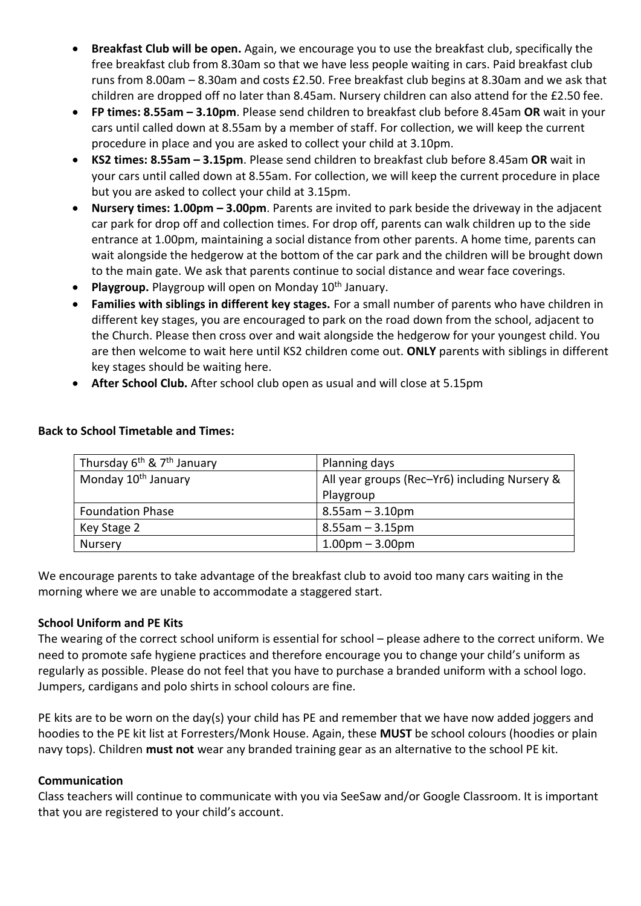- **Breakfast Club will be open.** Again, we encourage you to use the breakfast club, specifically the free breakfast club from 8.30am so that we have less people waiting in cars. Paid breakfast club runs from 8.00am – 8.30am and costs £2.50. Free breakfast club begins at 8.30am and we ask that children are dropped off no later than 8.45am. Nursery children can also attend for the £2.50 fee.
- **FP times: 8.55am – 3.10pm**. Please send children to breakfast club before 8.45am **OR** wait in your cars until called down at 8.55am by a member of staff. For collection, we will keep the current procedure in place and you are asked to collect your child at 3.10pm.
- **KS2 times: 8.55am – 3.15pm**. Please send children to breakfast club before 8.45am **OR** wait in your cars until called down at 8.55am. For collection, we will keep the current procedure in place but you are asked to collect your child at 3.15pm.
- **Nursery times: 1.00pm – 3.00pm**. Parents are invited to park beside the driveway in the adjacent car park for drop off and collection times. For drop off, parents can walk children up to the side entrance at 1.00pm, maintaining a social distance from other parents. A home time, parents can wait alongside the hedgerow at the bottom of the car park and the children will be brought down to the main gate. We ask that parents continue to social distance and wear face coverings.
- **Playgroup.** Playgroup will open on Monday 10th January.
- **Families with siblings in different key stages.** For a small number of parents who have children in different key stages, you are encouraged to park on the road down from the school, adjacent to the Church. Please then cross over and wait alongside the hedgerow for your youngest child. You are then welcome to wait here until KS2 children come out. **ONLY** parents with siblings in different key stages should be waiting here.
- **After School Club.** After school club open as usual and will close at 5.15pm

**Back to School Timetable and Times:**

| | |
|---|---|
| Thursday 6th & 7th January | Planning days |
| Monday 10th January | All year groups (Rec–Yr6) including Nursery & Playgroup |
| Foundation Phase | 8.55am – 3.10pm |
| Key Stage 2 | 8.55am – 3.15pm |
| Nursery | 1.00pm – 3.00pm |

We encourage parents to take advantage of the breakfast club to avoid too many cars waiting in the morning where we are unable to accommodate a staggered start.

**School Uniform and PE Kits**

The wearing of the correct school uniform is essential for school – please adhere to the correct uniform. We need to promote safe hygiene practices and therefore encourage you to change your child's uniform as regularly as possible. Please do not feel that you have to purchase a branded uniform with a school logo. Jumpers, cardigans and polo shirts in school colours are fine.

PE kits are to be worn on the day(s) your child has PE and remember that we have now added joggers and hoodies to the PE kit list at Forresters/Monk House. Again, these **MUST** be school colours (hoodies or plain navy tops). Children **must not** wear any branded training gear as an alternative to the school PE kit.

**Communication**

Class teachers will continue to communicate with you via SeeSaw and/or Google Classroom. It is important that you are registered to your child's account.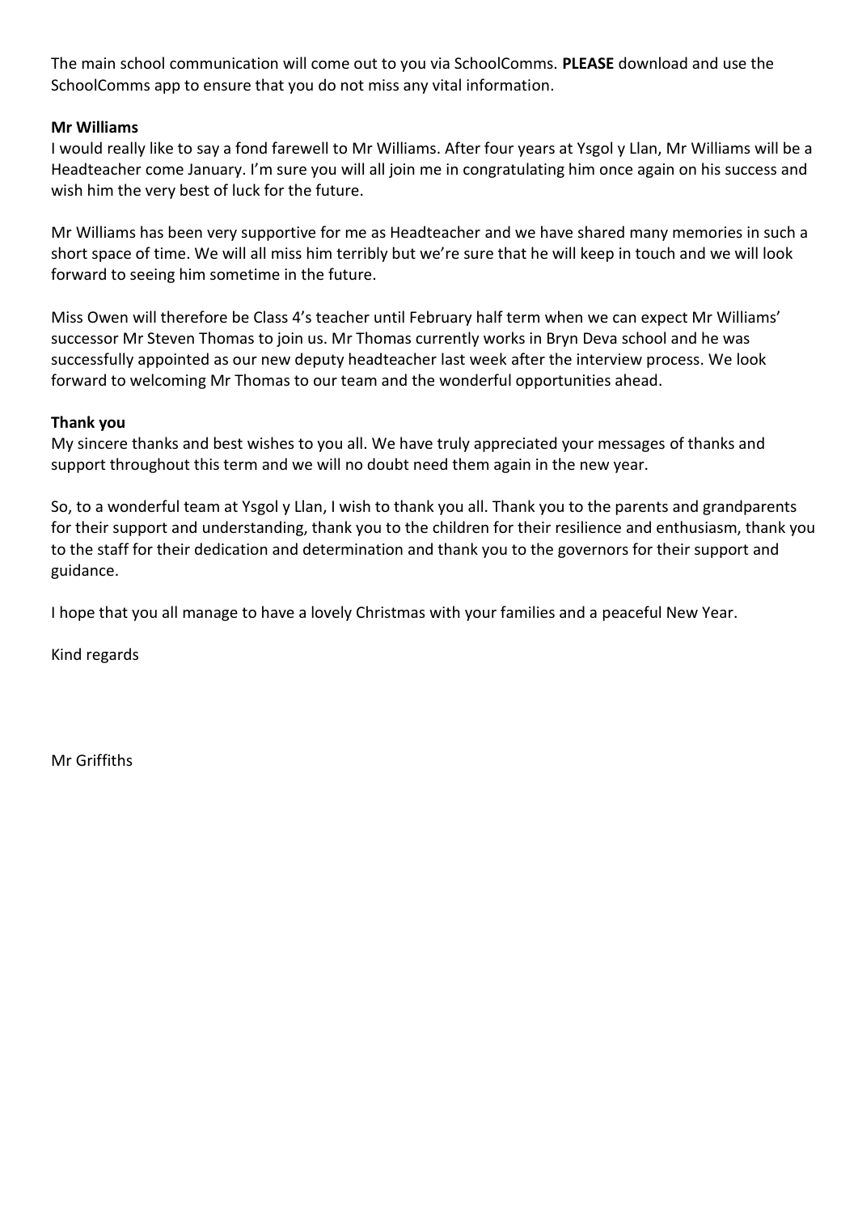The main school communication will come out to you via SchoolComms. **PLEASE** download and use the SchoolComms app to ensure that you do not miss any vital information.

**Mr Williams**

I would really like to say a fond farewell to Mr Williams. After four years at Ysgol y Llan, Mr Williams will be a Headteacher come January. I'm sure you will all join me in congratulating him once again on his success and wish him the very best of luck for the future.

Mr Williams has been very supportive for me as Headteacher and we have shared many memories in such a short space of time. We will all miss him terribly but we're sure that he will keep in touch and we will look forward to seeing him sometime in the future.

Miss Owen will therefore be Class 4's teacher until February half term when we can expect Mr Williams' successor Mr Steven Thomas to join us. Mr Thomas currently works in Bryn Deva school and he was successfully appointed as our new deputy headteacher last week after the interview process. We look forward to welcoming Mr Thomas to our team and the wonderful opportunities ahead.

**Thank you**

My sincere thanks and best wishes to you all. We have truly appreciated your messages of thanks and support throughout this term and we will no doubt need them again in the new year.

So, to a wonderful team at Ysgol y Llan, I wish to thank you all. Thank you to the parents and grandparents for their support and understanding, thank you to the children for their resilience and enthusiasm, thank you to the staff for their dedication and determination and thank you to the governors for their support and guidance.

I hope that you all manage to have a lovely Christmas with your families and a peaceful New Year.

Kind regards

Mr Griffiths